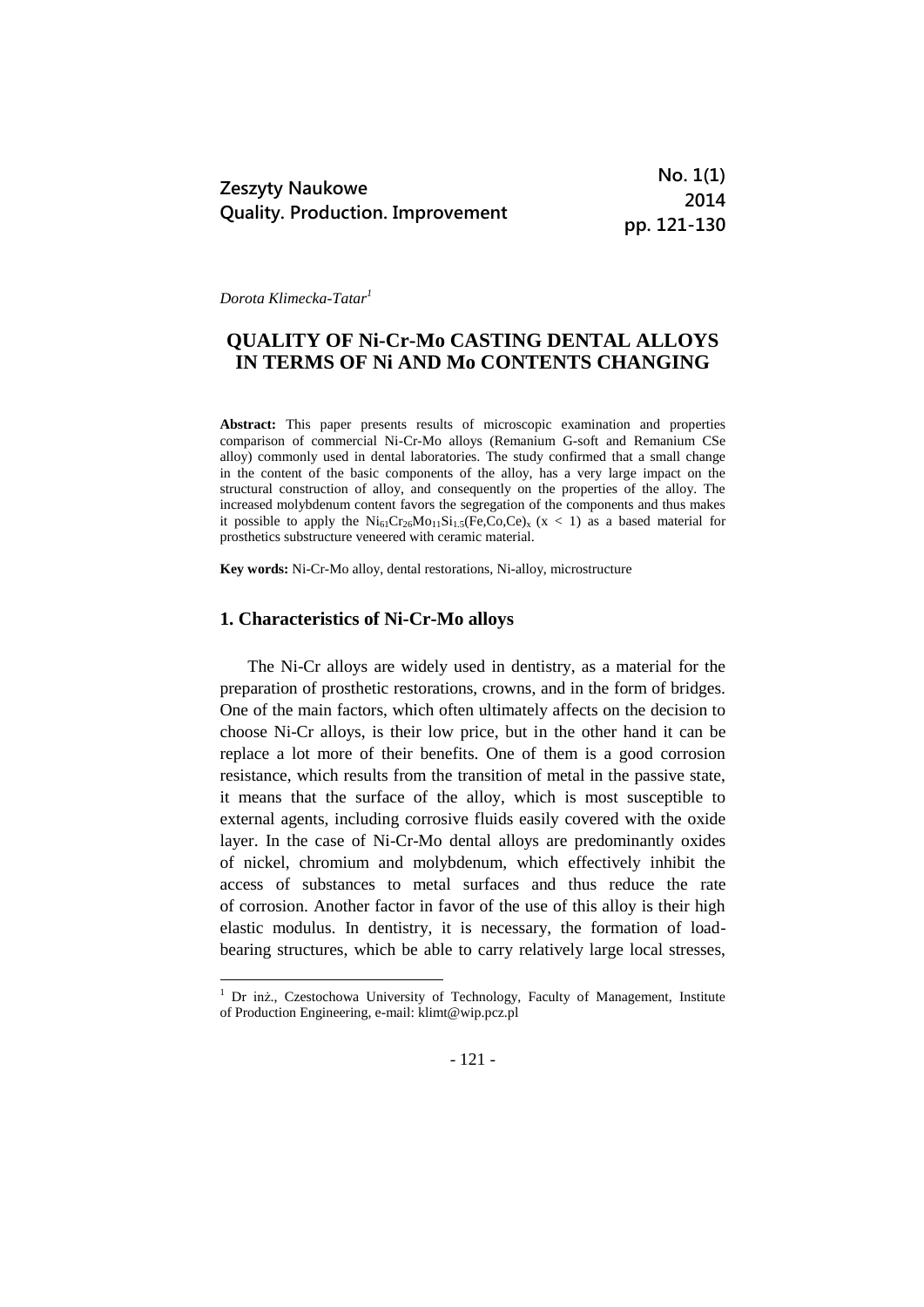*Dorota Klimecka-Tatar*[1]

# QUALITY OF Ni-Cr-Mo CASTING DENTAL ALLOYS IN TERMS OF Ni AND Mo CONTENTS CHANGING

**Abstract:** This paper presents results of microscopic examination and properties comparison of commercial Ni-Cr-Mo alloys (Remanium G-soft and Remanium CSe alloy) commonly used in dental laboratories. The study confirmed that a small change in the content of the basic components of the alloy, has a very large impact on the structural construction of alloy, and consequently on the properties of the alloy. The increased molybdenum content favors the segregation of the components and thus makes it possible to apply the $Ni_{61}Cr_{26}Mo_{11}Si_{1.5}(Fe,Co,Ce)_x$ ($x < 1$) as a based material for prosthetics substructure veneered with ceramic material.

**Key words:** Ni-Cr-Mo alloy, dental restorations, Ni-alloy, microstructure

## 1. Characteristics of Ni-Cr-Mo alloys

The Ni-Cr alloys are widely used in dentistry, as a material for the preparation of prosthetic restorations, crowns, and in the form of bridges. One of the main factors, which often ultimately affects on the decision to choose Ni-Cr alloys, is their low price, but in the other hand it can be replace a lot more of their benefits. One of them is a good corrosion resistance, which results from the transition of metal in the passive state, it means that the surface of the alloy, which is most susceptible to external agents, including corrosive fluids easily covered with the oxide layer. In the case of Ni-Cr-Mo dental alloys are predominantly oxides of nickel, chromium and molybdenum, which effectively inhibit the access of substances to metal surfaces and thus reduce the rate of corrosion. Another factor in favor of the use of this alloy is their high elastic modulus. In dentistry, it is necessary, the formation of load-bearing structures, which be able to carry relatively large local stresses,

[1] Dr inż., Czestochowa University of Technology, Faculty of Management, Institute of Production Engineering, e-mail: klimt@wip.pcz.pl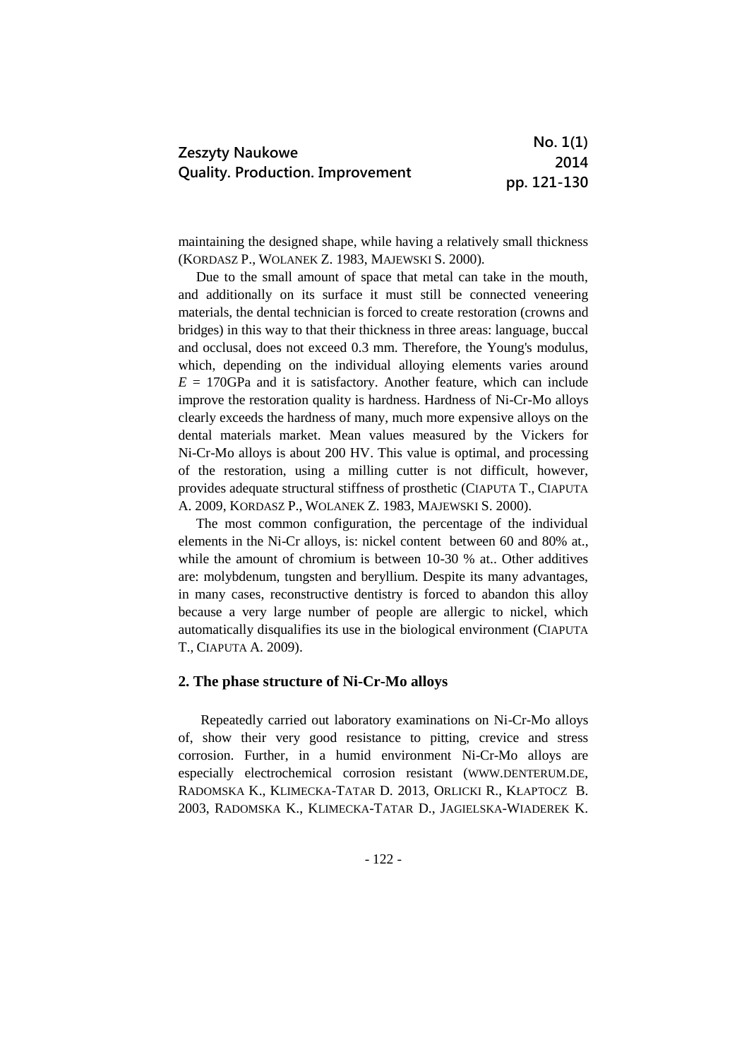maintaining the designed shape, while having a relatively small thickness (KORDASZ P., WOLANEK Z. 1983, MAJEWSKI S. 2000).

Due to the small amount of space that metal can take in the mouth, and additionally on its surface it must still be connected veneering materials, the dental technician is forced to create restoration (crowns and bridges) in this way to that their thickness in three areas: language, buccal and occlusal, does not exceed 0.3 mm. Therefore, the Young's modulus, which, depending on the individual alloying elements varies around $E$ = 170GPa and it is satisfactory. Another feature, which can include improve the restoration quality is hardness. Hardness of Ni-Cr-Mo alloys clearly exceeds the hardness of many, much more expensive alloys on the dental materials market. Mean values measured by the Vickers for Ni-Cr-Mo alloys is about 200 HV. This value is optimal, and processing of the restoration, using a milling cutter is not difficult, however, provides adequate structural stiffness of prosthetic (CIAPUTA T., CIAPUTA A. 2009, KORDASZ P., WOLANEK Z. 1983, MAJEWSKI S. 2000).

The most common configuration, the percentage of the individual elements in the Ni-Cr alloys, is: nickel content between 60 and 80% at., while the amount of chromium is between 10-30 % at.. Other additives are: molybdenum, tungsten and beryllium. Despite its many advantages, in many cases, reconstructive dentistry is forced to abandon this alloy because a very large number of people are allergic to nickel, which automatically disqualifies its use in the biological environment (CIAPUTA T., CIAPUTA A. 2009).

## 2. The phase structure of Ni-Cr-Mo alloys

Repeatedly carried out laboratory examinations on Ni-Cr-Mo alloys of, show their very good resistance to pitting, crevice and stress corrosion. Further, in a humid environment Ni-Cr-Mo alloys are especially electrochemical corrosion resistant (WWW.DENTERUM.DE, RADOMSKA K., KLIMECKA-TATAR D. 2013, ORLICKI R., KŁAPTOCZ B. 2003, RADOMSKA K., KLIMECKA-TATAR D., JAGIELSKA-WIADEREK K.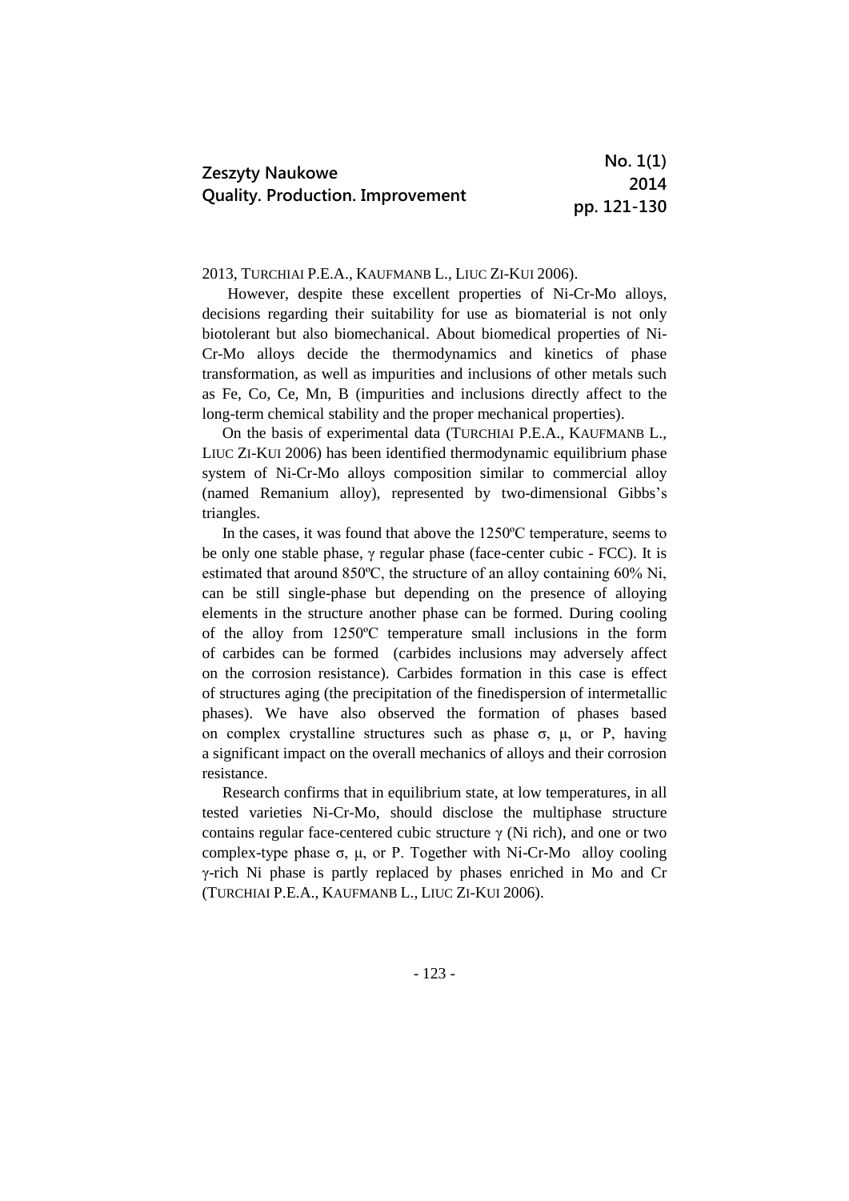2013, TURCHIAI P.E.A., KAUFMANB L., LIUC ZI-KUI 2006).

However, despite these excellent properties of Ni-Cr-Mo alloys, decisions regarding their suitability for use as biomaterial is not only biotolerant but also biomechanical. About biomedical properties of Ni-Cr-Mo alloys decide the thermodynamics and kinetics of phase transformation, as well as impurities and inclusions of other metals such as Fe, Co, Ce, Mn, B (impurities and inclusions directly affect to the long-term chemical stability and the proper mechanical properties).

On the basis of experimental data (TURCHIAI P.E.A., KAUFMANB L., LIUC ZI-KUI 2006) has been identified thermodynamic equilibrium phase system of Ni-Cr-Mo alloys composition similar to commercial alloy (named Remanium alloy), represented by two-dimensional Gibbs's triangles.

In the cases, it was found that above the 1250ºC temperature, seems to be only one stable phase, γ regular phase (face-center cubic - FCC). It is estimated that around 850ºC, the structure of an alloy containing 60% Ni, can be still single-phase but depending on the presence of alloying elements in the structure another phase can be formed. During cooling of the alloy from 1250ºC temperature small inclusions in the form of carbides can be formed (carbides inclusions may adversely affect on the corrosion resistance). Carbides formation in this case is effect of structures aging (the precipitation of the finedispersion of intermetallic phases). We have also observed the formation of phases based on complex crystalline structures such as phase σ, μ, or P, having a significant impact on the overall mechanics of alloys and their corrosion resistance.

Research confirms that in equilibrium state, at low temperatures, in all tested varieties Ni-Cr-Mo, should disclose the multiphase structure contains regular face-centered cubic structure γ (Ni rich), and one or two complex-type phase σ, μ, or P. Together with Ni-Cr-Mo alloy cooling γ-rich Ni phase is partly replaced by phases enriched in Mo and Cr (TURCHIAI P.E.A., KAUFMANB L., LIUC ZI-KUI 2006).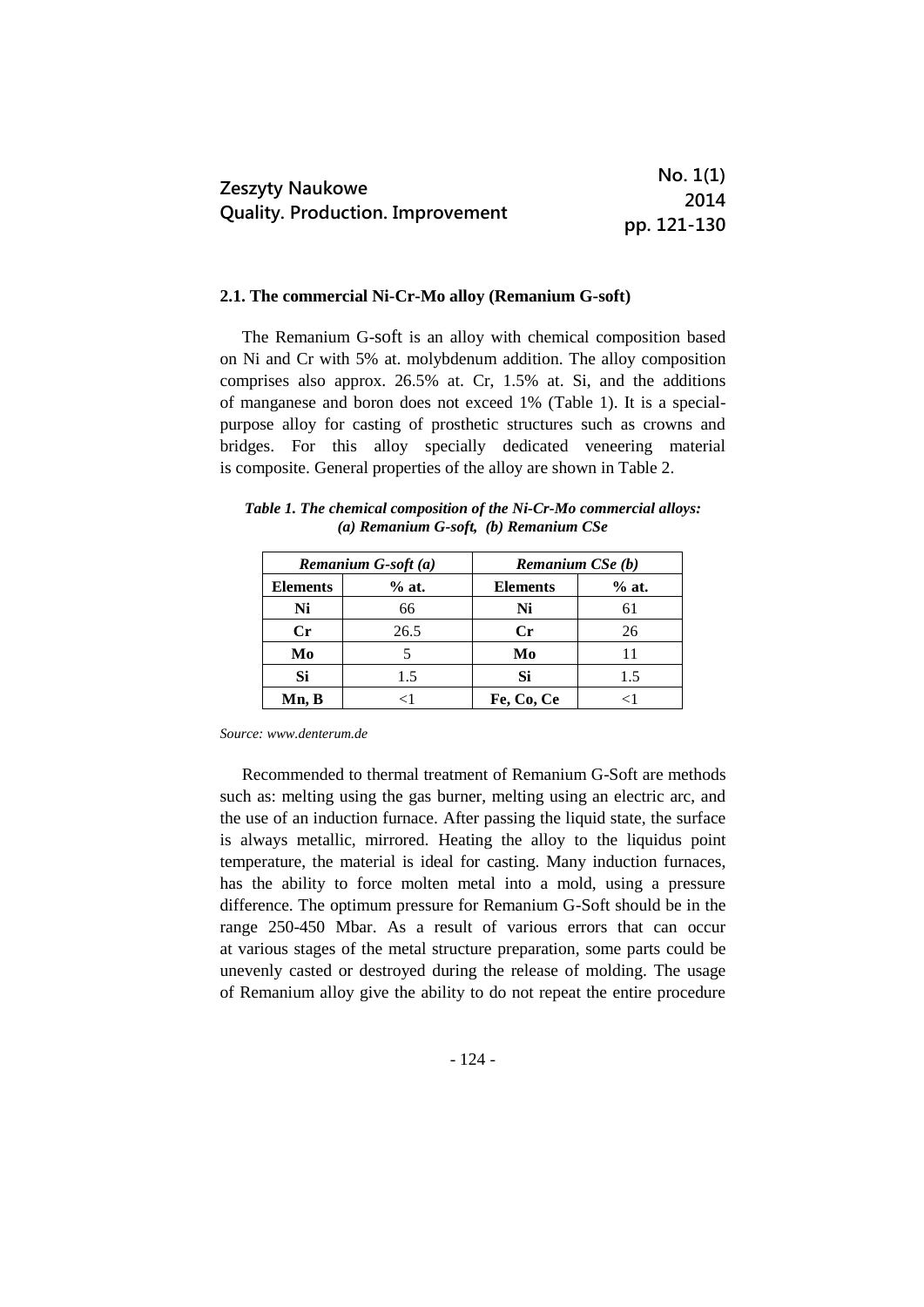### 2.1. The commercial Ni-Cr-Mo alloy (Remanium G-soft)

The Remanium G-soft is an alloy with chemical composition based on Ni and Cr with 5% at. molybdenum addition. The alloy composition comprises also approx. 26.5% at. Cr, 1.5% at. Si, and the additions of manganese and boron does not exceed 1% (Table 1). It is a special-purpose alloy for casting of prosthetic structures such as crowns and bridges. For this alloy specially dedicated veneering material is composite. General properties of the alloy are shown in Table 2.

***Table 1. The chemical composition of the Ni-Cr-Mo commercial alloys: (a) Remanium G-soft, (b) Remanium CSe***

| *Remanium G-soft (a)* | | *Remanium CSe (b)* | |
|---|---|---|---|
| **Elements** | **% at.** | **Elements** | **% at.** |
| **Ni** | 66 | **Ni** | 61 |
| **Cr** | 26.5 | **Cr** | 26 |
| **Mo** | 5 | **Mo** | 11 |
| **Si** | 1.5 | **Si** | 1.5 |
| **Mn, B** | <1 | **Fe, Co, Ce** | <1 |

*Source: www.denterum.de*

Recommended to thermal treatment of Remanium G-Soft are methods such as: melting using the gas burner, melting using an electric arc, and the use of an induction furnace. After passing the liquid state, the surface is always metallic, mirrored. Heating the alloy to the liquidus point temperature, the material is ideal for casting. Many induction furnaces, has the ability to force molten metal into a mold, using a pressure difference. The optimum pressure for Remanium G-Soft should be in the range 250-450 Mbar. As a result of various errors that can occur at various stages of the metal structure preparation, some parts could be unevenly casted or destroyed during the release of molding. The usage of Remanium alloy give the ability to do not repeat the entire procedure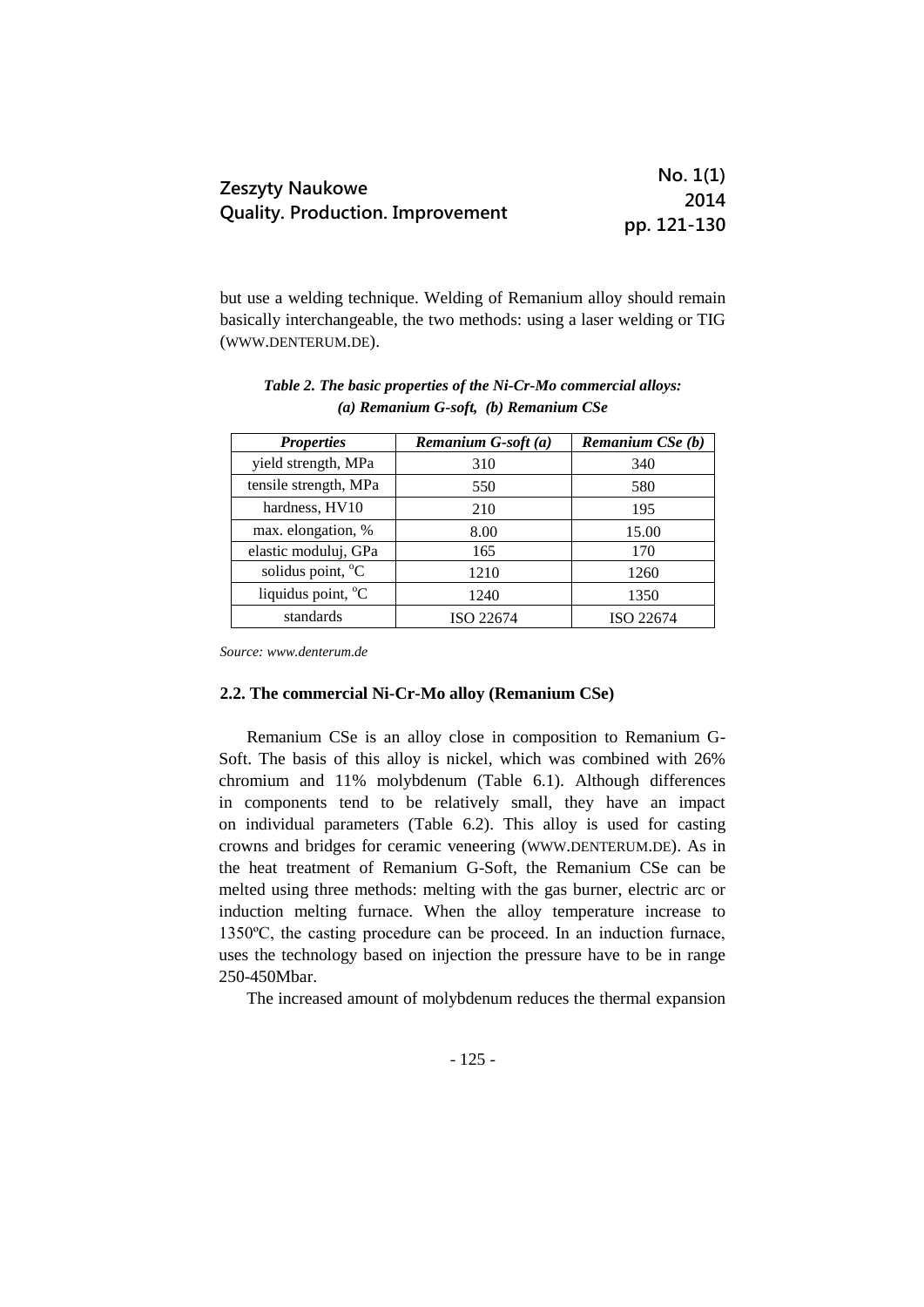but use a welding technique. Welding of Remanium alloy should remain basically interchangeable, the two methods: using a laser welding or TIG (WWW.DENTERUM.DE).

***Table 2. The basic properties of the Ni-Cr-Mo commercial alloys: (a) Remanium G-soft, (b) Remanium CSe***

| *Properties* | *Remanium G-soft (a)* | *Remanium CSe (b)* |
|---|---|---|
| yield strength, MPa | 310 | 340 |
| tensile strength, MPa | 550 | 580 |
| hardness, HV10 | 210 | 195 |
| max. elongation, % | 8.00 | 15.00 |
| elastic moduluj, GPa | 165 | 170 |
| solidus point, $^oC$ | 1210 | 1260 |
| liquidus point, $^oC$ | 1240 | 1350 |
| standards | ISO 22674 | ISO 22674 |

*Source: www.denterum.de*

### 2.2. The commercial Ni-Cr-Mo alloy (Remanium CSe)

Remanium CSe is an alloy close in composition to Remanium G-Soft. The basis of this alloy is nickel, which was combined with 26% chromium and 11% molybdenum (Table 6.1). Although differences in components tend to be relatively small, they have an impact on individual parameters (Table 6.2). This alloy is used for casting crowns and bridges for ceramic veneering (WWW.DENTERUM.DE). As in the heat treatment of Remanium G-Soft, the Remanium CSe can be melted using three methods: melting with the gas burner, electric arc or induction melting furnace. When the alloy temperature increase to 1350ºC, the casting procedure can be proceed. In an induction furnace, uses the technology based on injection the pressure have to be in range 250-450Mbar.

The increased amount of molybdenum reduces the thermal expansion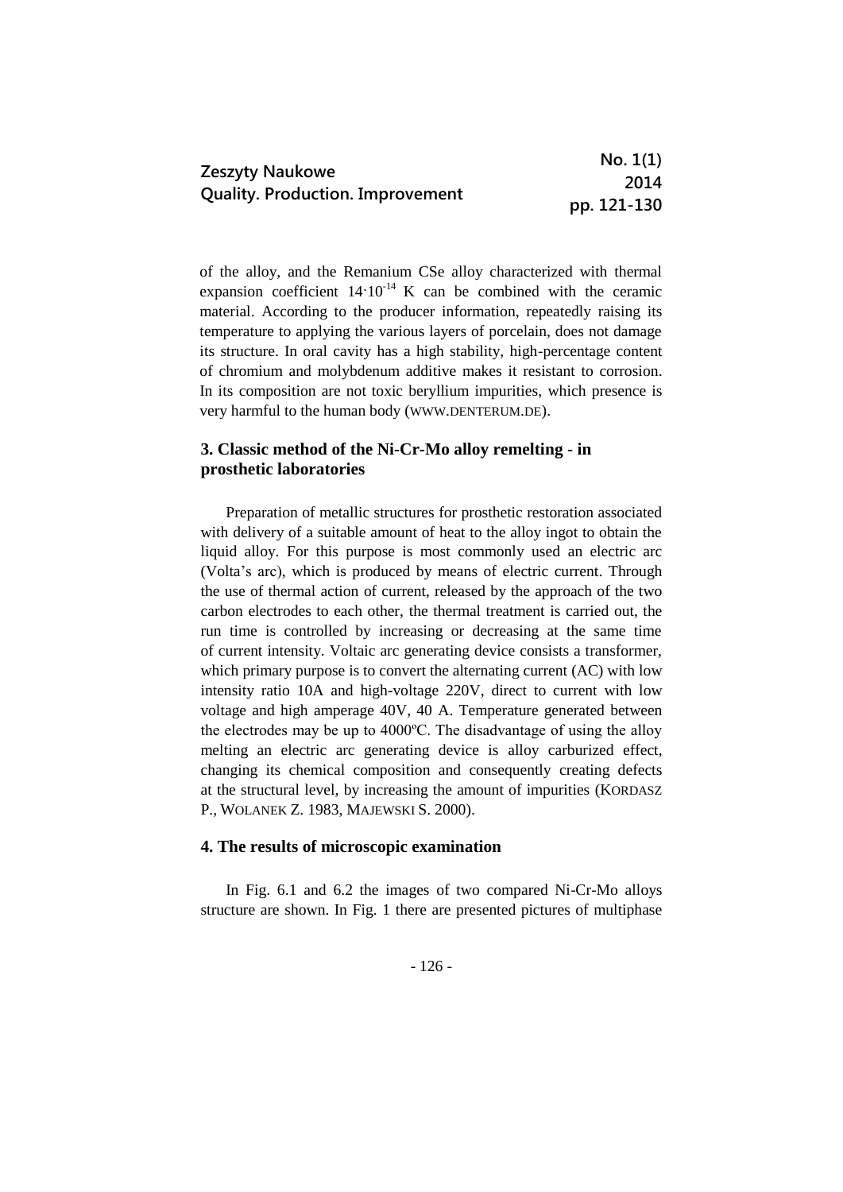of the alloy, and the Remanium CSe alloy characterized with thermal expansion coefficient $14 \cdot 10^{-14}$ K can be combined with the ceramic material. According to the producer information, repeatedly raising its temperature to applying the various layers of porcelain, does not damage its structure. In oral cavity has a high stability, high-percentage content of chromium and molybdenum additive makes it resistant to corrosion. In its composition are not toxic beryllium impurities, which presence is very harmful to the human body (WWW.DENTERUM.DE).

## 3. Classic method of the Ni-Cr-Mo alloy remelting - in prosthetic laboratories

Preparation of metallic structures for prosthetic restoration associated with delivery of a suitable amount of heat to the alloy ingot to obtain the liquid alloy. For this purpose is most commonly used an electric arc (Volta's arc), which is produced by means of electric current. Through the use of thermal action of current, released by the approach of the two carbon electrodes to each other, the thermal treatment is carried out, the run time is controlled by increasing or decreasing at the same time of current intensity. Voltaic arc generating device consists a transformer, which primary purpose is to convert the alternating current (AC) with low intensity ratio 10A and high-voltage 220V, direct to current with low voltage and high amperage 40V, 40 A. Temperature generated between the electrodes may be up to 4000ºC. The disadvantage of using the alloy melting an electric arc generating device is alloy carburized effect, changing its chemical composition and consequently creating defects at the structural level, by increasing the amount of impurities (KORDASZ P., WOLANEK Z. 1983, MAJEWSKI S. 2000).

## 4. The results of microscopic examination

In Fig. 6.1 and 6.2 the images of two compared Ni-Cr-Mo alloys structure are shown. In Fig. 1 there are presented pictures of multiphase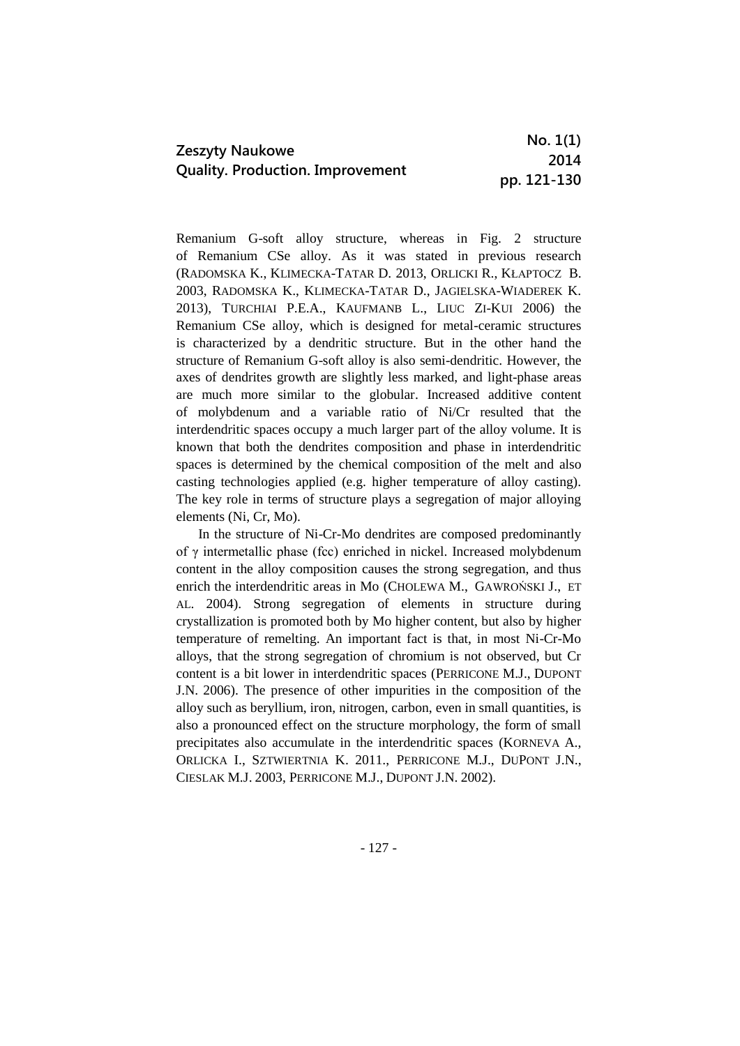Remanium G-soft alloy structure, whereas in Fig. 2 structure of Remanium CSe alloy. As it was stated in previous research (RADOMSKA K., KLIMECKA-TATAR D. 2013, ORLICKI R., KŁAPTOCZ B. 2003, RADOMSKA K., KLIMECKA-TATAR D., JAGIELSKA-WIADEREK K. 2013), TURCHIAI P.E.A., KAUFMANB L., LIUC ZI-KUI 2006) the Remanium CSe alloy, which is designed for metal-ceramic structures is characterized by a dendritic structure. But in the other hand the structure of Remanium G-soft alloy is also semi-dendritic. However, the axes of dendrites growth are slightly less marked, and light-phase areas are much more similar to the globular. Increased additive content of molybdenum and a variable ratio of Ni/Cr resulted that the interdendritic spaces occupy a much larger part of the alloy volume. It is known that both the dendrites composition and phase in interdendritic spaces is determined by the chemical composition of the melt and also casting technologies applied (e.g. higher temperature of alloy casting). The key role in terms of structure plays a segregation of major alloying elements (Ni, Cr, Mo).

In the structure of Ni-Cr-Mo dendrites are composed predominantly of $\gamma$ intermetallic phase (fcc) enriched in nickel. Increased molybdenum content in the alloy composition causes the strong segregation, and thus enrich the interdendritic areas in Mo (CHOLEWA M., GAWROŃSKI J., ET AL. 2004). Strong segregation of elements in structure during crystallization is promoted both by Mo higher content, but also by higher temperature of remelting. An important fact is that, in most Ni-Cr-Mo alloys, that the strong segregation of chromium is not observed, but Cr content is a bit lower in interdendritic spaces (PERRICONE M.J., DUPONT J.N. 2006). The presence of other impurities in the composition of the alloy such as beryllium, iron, nitrogen, carbon, even in small quantities, is also a pronounced effect on the structure morphology, the form of small precipitates also accumulate in the interdendritic spaces (KORNEVA A., ORLICKA I., SZTWIERTNIA K. 2011., PERRICONE M.J., DUPONT J.N., CIESLAK M.J. 2003, PERRICONE M.J., DUPONT J.N. 2002).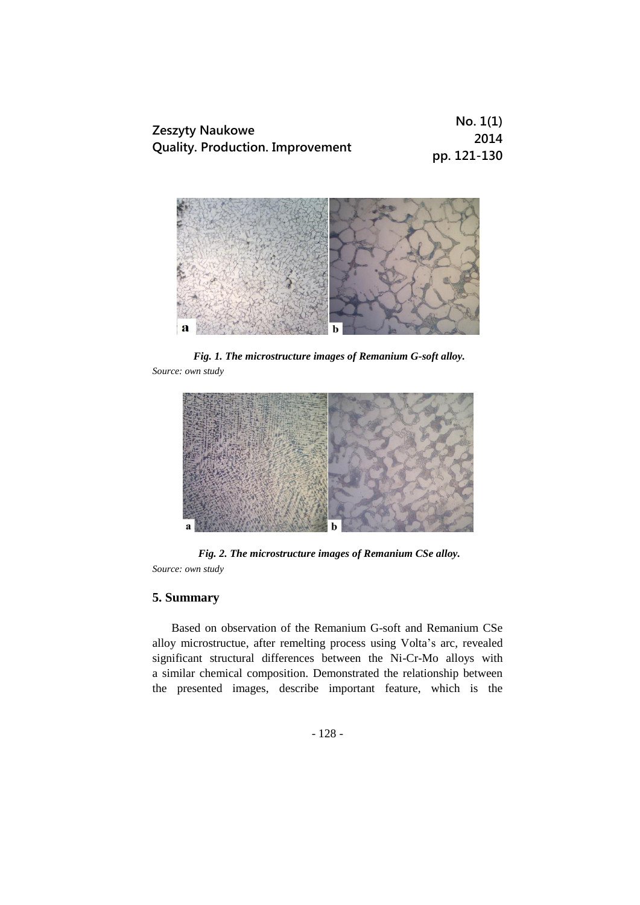*Fig. 1. The microstructure images of Remanium G-soft alloy.*
*Source: own study*

*Fig. 2. The microstructure images of Remanium CSe alloy.*
*Source: own study*

## 5. Summary

Based on observation of the Remanium G-soft and Remanium CSe alloy microstructue, after remelting process using Volta's arc, revealed significant structural differences between the Ni-Cr-Mo alloys with a similar chemical composition. Demonstrated the relationship between the presented images, describe important feature, which is the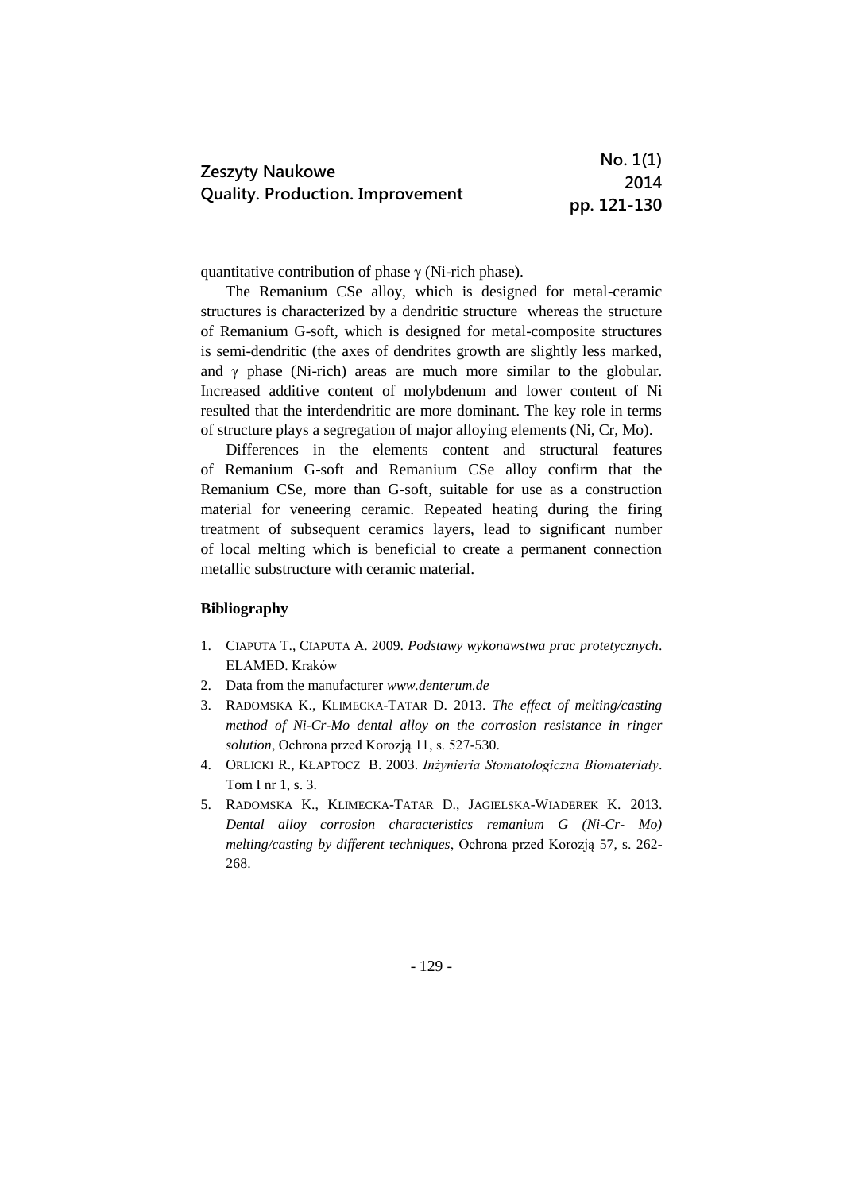quantitative contribution of phase γ (Ni-rich phase).

The Remanium CSe alloy, which is designed for metal-ceramic structures is characterized by a dendritic structure whereas the structure of Remanium G-soft, which is designed for metal-composite structures is semi-dendritic (the axes of dendrites growth are slightly less marked, and γ phase (Ni-rich) areas are much more similar to the globular. Increased additive content of molybdenum and lower content of Ni resulted that the interdendritic are more dominant. The key role in terms of structure plays a segregation of major alloying elements (Ni, Cr, Mo).

Differences in the elements content and structural features of Remanium G-soft and Remanium CSe alloy confirm that the Remanium CSe, more than G-soft, suitable for use as a construction material for veneering ceramic. Repeated heating during the firing treatment of subsequent ceramics layers, lead to significant number of local melting which is beneficial to create a permanent connection metallic substructure with ceramic material.

**Bibliography**

1. CIAPUTA T., CIAPUTA A. 2009. *Podstawy wykonawstwa prac protetycznych*. ELAMED. Kraków
2. Data from the manufacturer *www.denterum.de*
3. RADOMSKA K., KLIMECKA-TATAR D. 2013. *The effect of melting/casting method of Ni-Cr-Mo dental alloy on the corrosion resistance in ringer solution*, Ochrona przed Korozją 11, s. 527-530.
4. ORLICKI R., KŁAPTOCZ B. 2003. *Inżynieria Stomatologiczna Biomateriały*. Tom I nr 1, s. 3.
5. RADOMSKA K., KLIMECKA-TATAR D., JAGIELSKA-WIADEREK K. 2013. *Dental alloy corrosion characteristics remanium G (Ni-Cr- Mo) melting/casting by different techniques*, Ochrona przed Korozją 57, s. 262-268.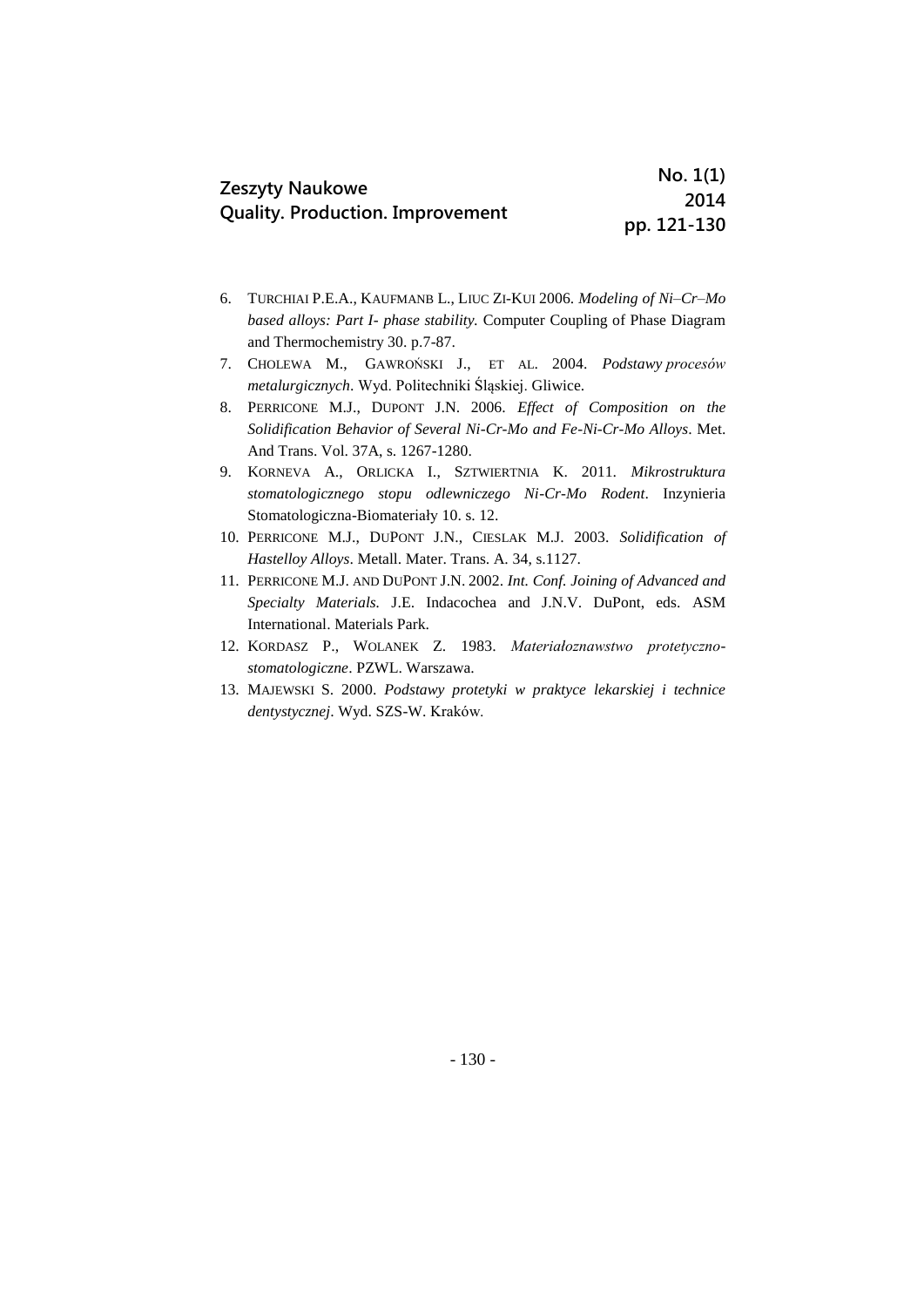6. TURCHIAI P.E.A., KAUFMANB L., LIUC ZI-KUI 2006. *Modeling of Ni–Cr–Mo based alloys: Part I- phase stability.* Computer Coupling of Phase Diagram and Thermochemistry 30. p.7-87.
7. CHOLEWA M., GAWROŃSKI J., ET AL. 2004. *Podstawy procesów metalurgicznych*. Wyd. Politechniki Śląskiej. Gliwice.
8. PERRICONE M.J., DUPONT J.N. 2006. *Effect of Composition on the Solidification Behavior of Several Ni-Cr-Mo and Fe-Ni-Cr-Mo Alloys*. Met. And Trans. Vol. 37A, s. 1267-1280.
9. KORNEVA A., ORLICKA I., SZTWIERTNIA K. 2011. *Mikrostruktura stomatologicznego stopu odlewniczego Ni-Cr-Mo Rodent*. Inzynieria Stomatologiczna-Biomateriały 10. s. 12.
10. PERRICONE M.J., DUPONT J.N., CIESLAK M.J. 2003. *Solidification of Hastelloy Alloys*. Metall. Mater. Trans. A. 34, s.1127.
11. PERRICONE M.J. AND DUPONT J.N. 2002. *Int. Conf. Joining of Advanced and Specialty Materials.* J.E. Indacochea and J.N.V. DuPont, eds. ASM International. Materials Park.
12. KORDASZ P., WOLANEK Z. 1983. *Materiałoznawstwo protetyczno-stomatologiczne*. PZWL. Warszawa.
13. MAJEWSKI S. 2000. *Podstawy protetyki w praktyce lekarskiej i technice dentystycznej*. Wyd. SZS-W. Kraków.